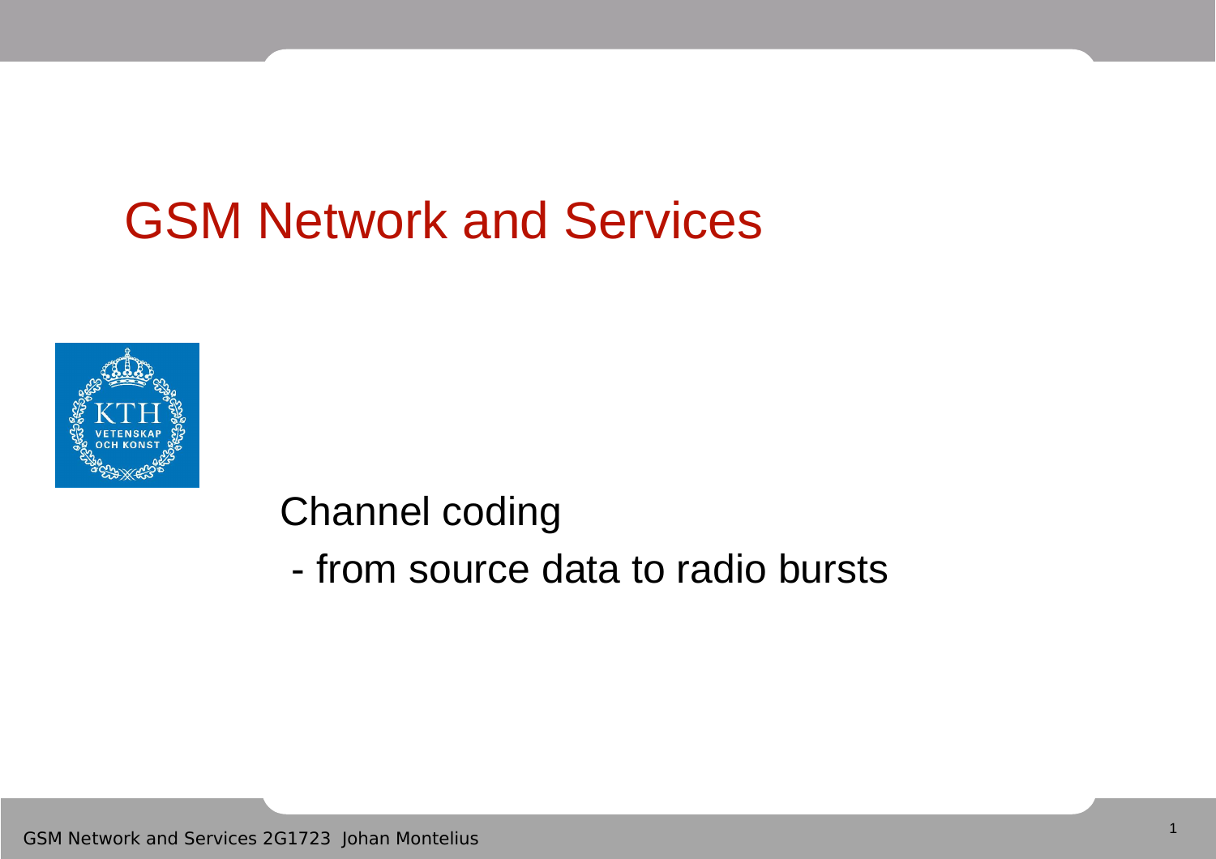# GSM Network and Services

Channel coding

- from source data to radio bursts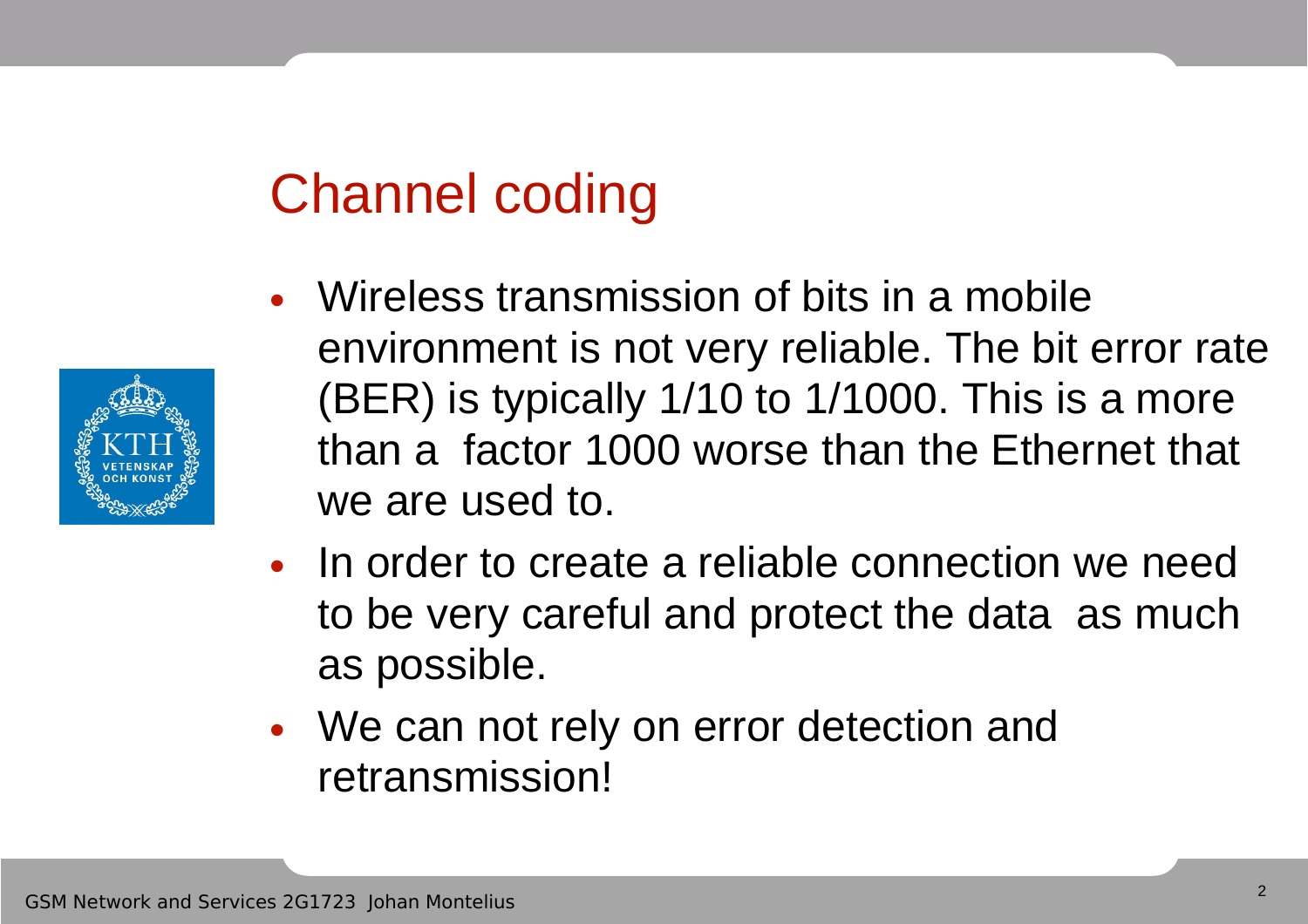# Channel coding

- Wireless transmission of bits in a mobile environment is not very reliable. The bit error rate (BER) is typically 1/10 to 1/1000. This is a more than a  factor 1000 worse than the Ethernet that we are used to.
- In order to create a reliable connection we need to be very careful and protect the data  as much as possible.
- We can not rely on error detection and retransmission!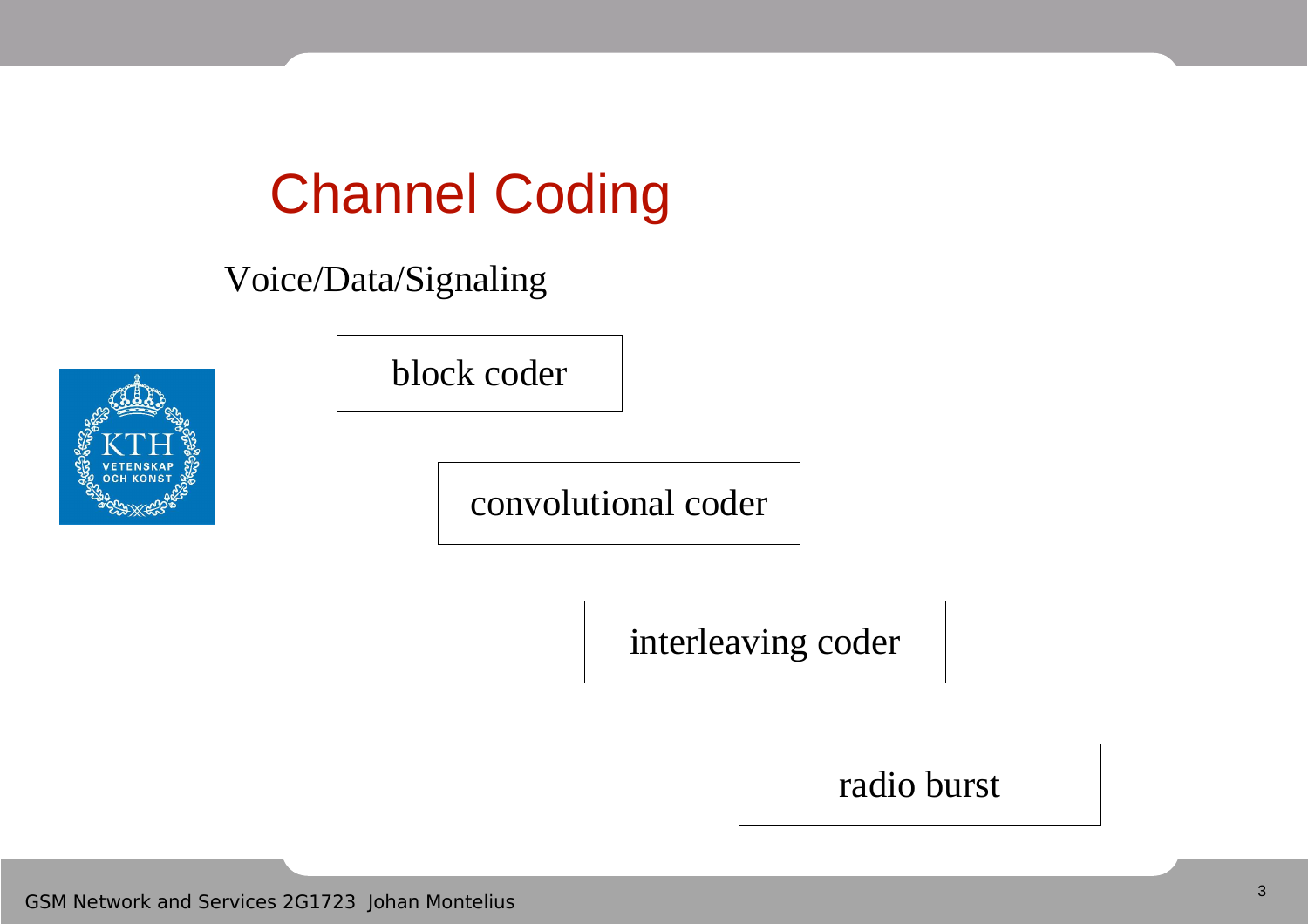# Channel Coding

Voice/Data/Signaling

block coder

convolutional coder

interleaving coder

radio burst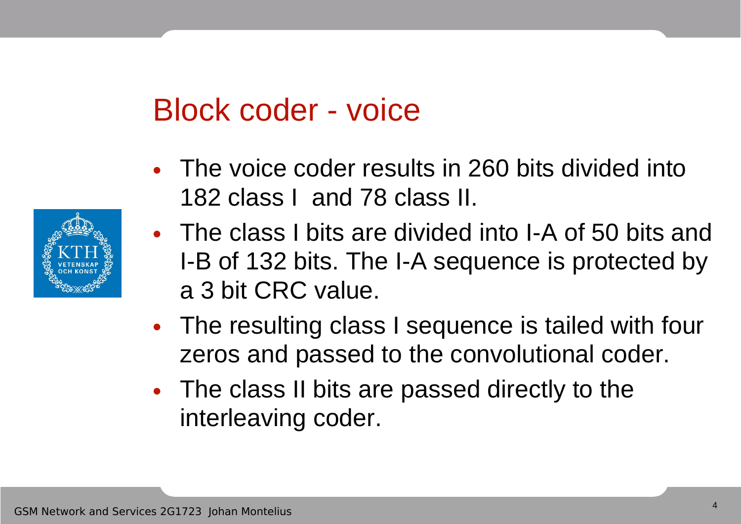# Block coder - voice

- The voice coder results in 260 bits divided into 182 class I and 78 class II.
- The class I bits are divided into I-A of 50 bits and I-B of 132 bits. The I-A sequence is protected by a 3 bit CRC value.
- The resulting class I sequence is tailed with four zeros and passed to the convolutional coder.
- The class II bits are passed directly to the interleaving coder.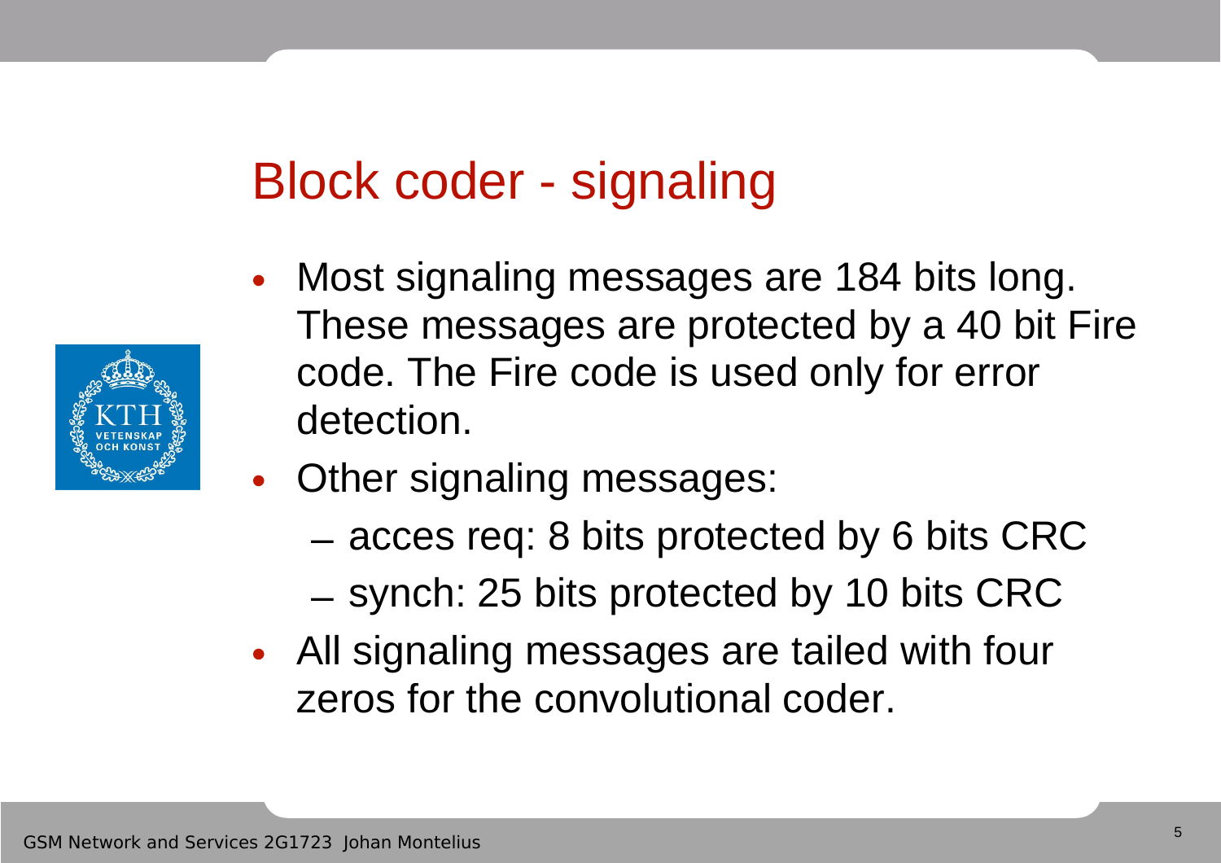# Block coder - signaling

- Most signaling messages are 184 bits long. These messages are protected by a 40 bit Fire code. The Fire code is used only for error detection.
- Other signaling messages:
  - acces req: 8 bits protected by 6 bits CRC
  - synch: 25 bits protected by 10 bits CRC
- All signaling messages are tailed with four zeros for the convolutional coder.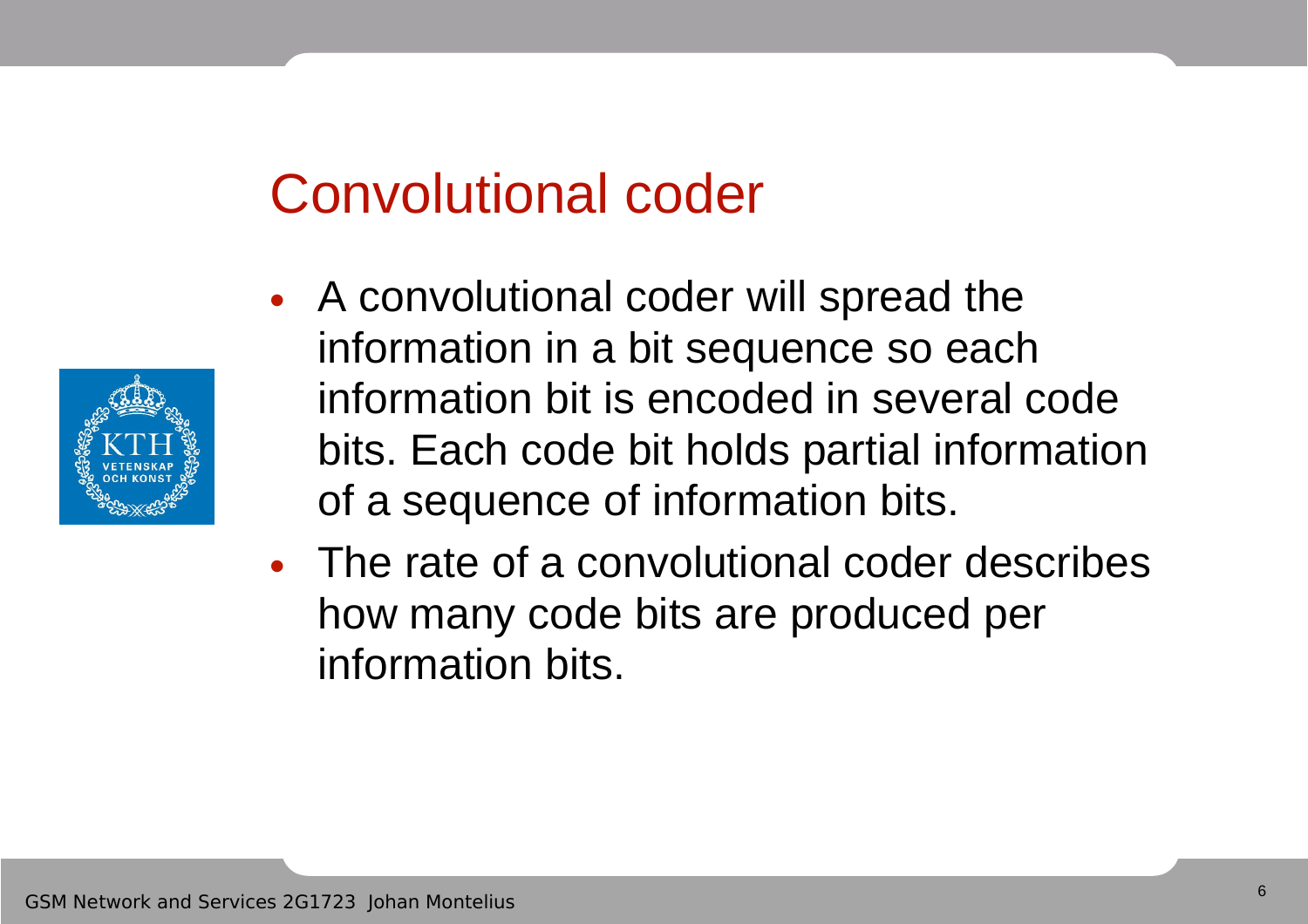# Convolutional coder

- A convolutional coder will spread the information in a bit sequence so each information bit is encoded in several code bits. Each code bit holds partial information of a sequence of information bits.
- The rate of a convolutional coder describes how many code bits are produced per information bits.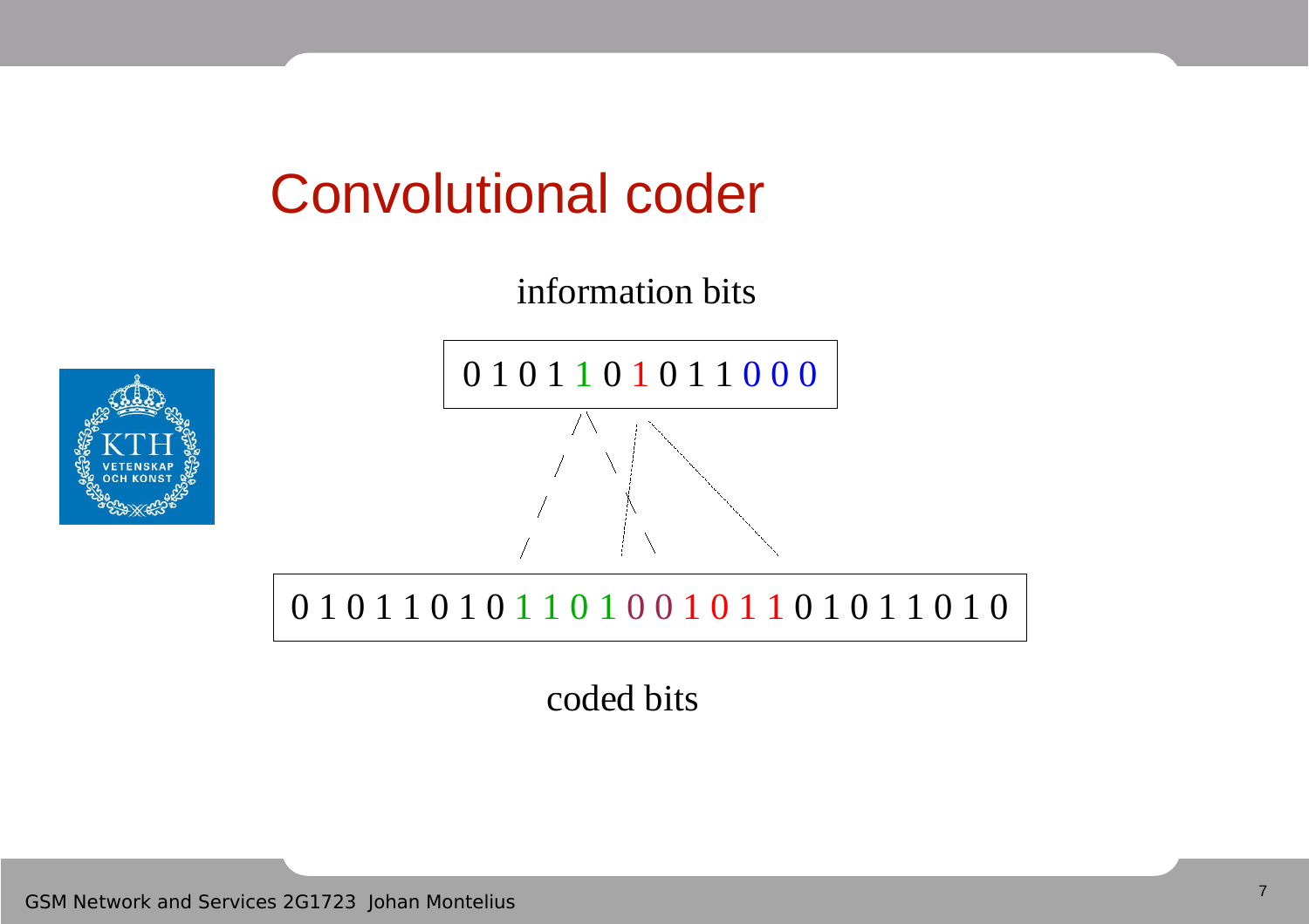# Convolutional coder

information bits

0 1 0 1 1 0 1 0 1 1 0 0 0

0 1 0 1 1 0 1 0 1 1 0 1 0 0 1 0 1 1 0 1 0 1 1 0 1 0

coded bits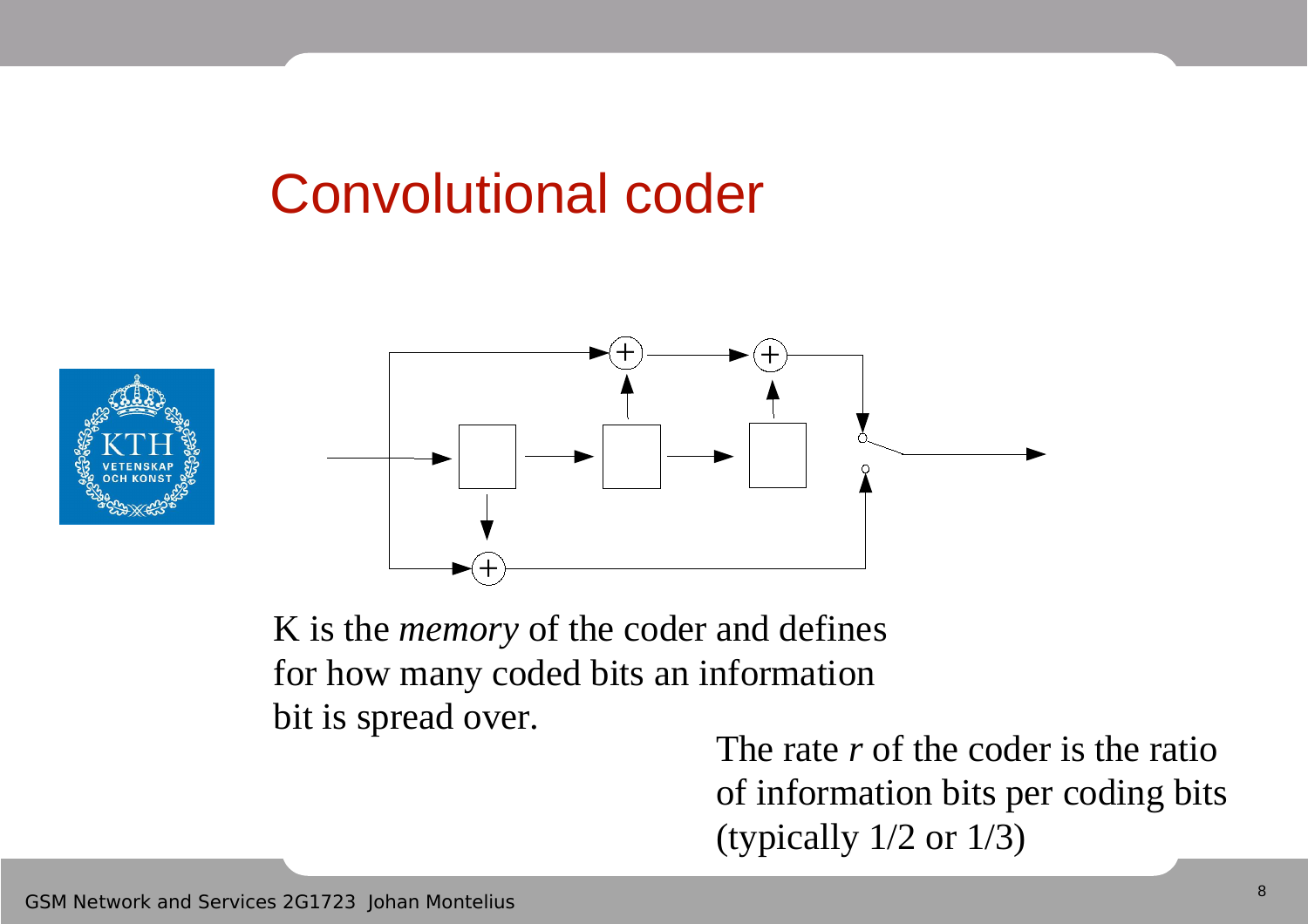# Convolutional coder

K is the *memory* of the coder and defines for how many coded bits an information bit is spread over.

The rate *r* of the coder is the ratio of information bits per coding bits (typically 1/2 or 1/3)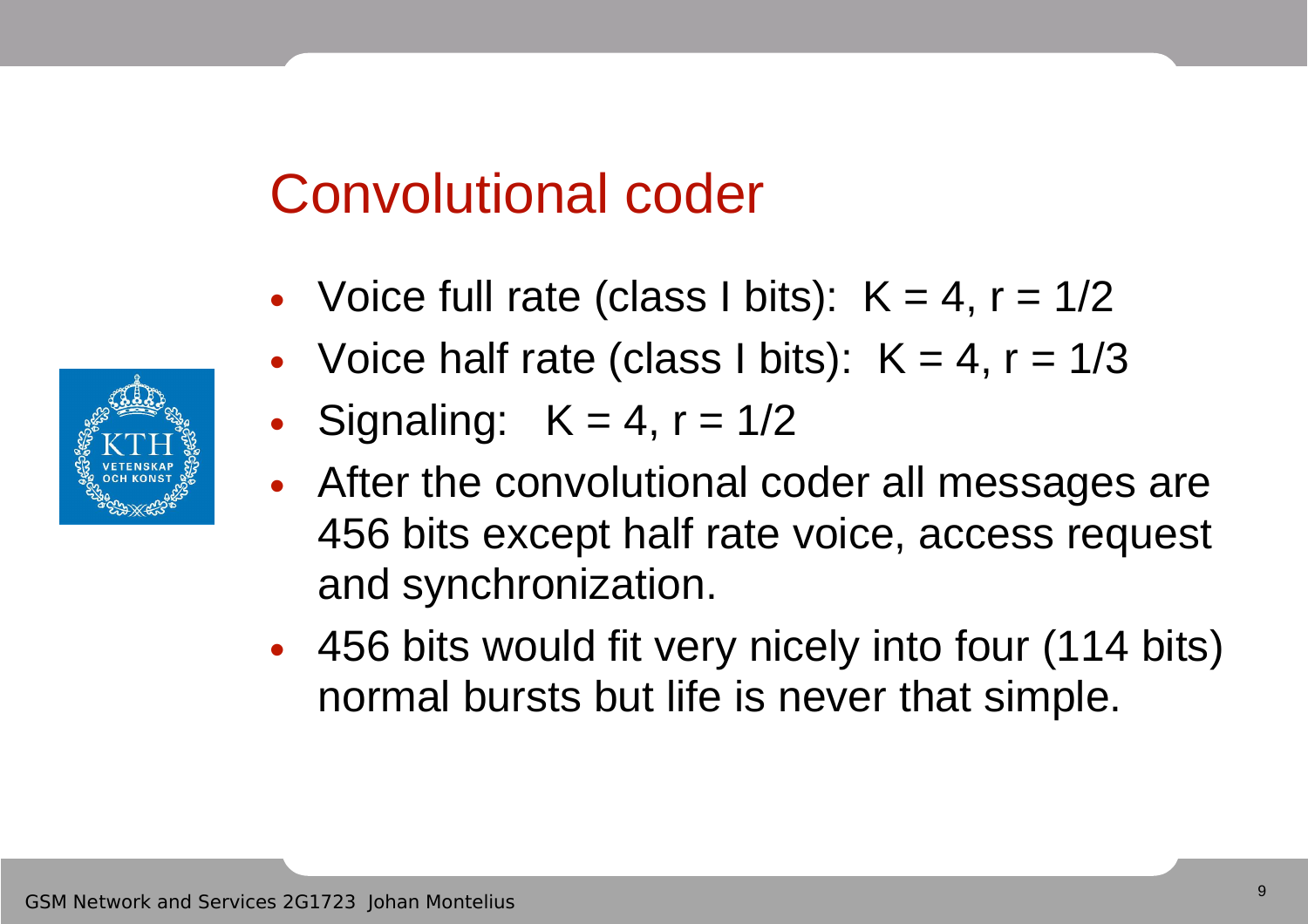# Convolutional coder

- Voice full rate (class I bits): $K = 4$, $r = 1/2$
- Voice half rate (class I bits): $K = 4$, $r = 1/3$
- Signaling: $K = 4$, $r = 1/2$
- After the convolutional coder all messages are 456 bits except half rate voice, access request and synchronization.
- 456 bits would fit very nicely into four (114 bits) normal bursts but life is never that simple.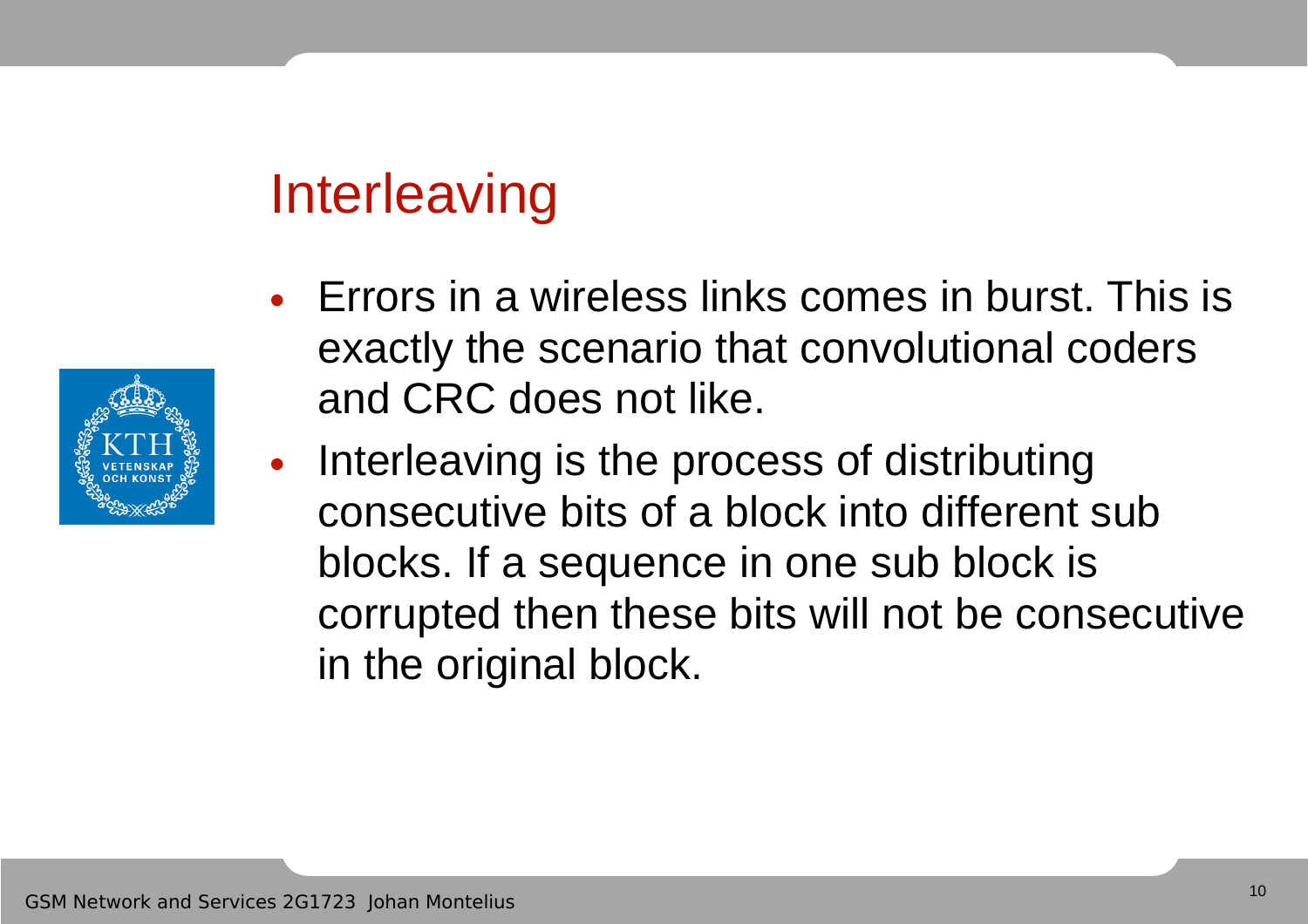# Interleaving

- Errors in a wireless links comes in burst. This is exactly the scenario that convolutional coders and CRC does not like.
- Interleaving is the process of distributing consecutive bits of a block into different sub blocks. If a sequence in one sub block is corrupted then these bits will not be consecutive in the original block.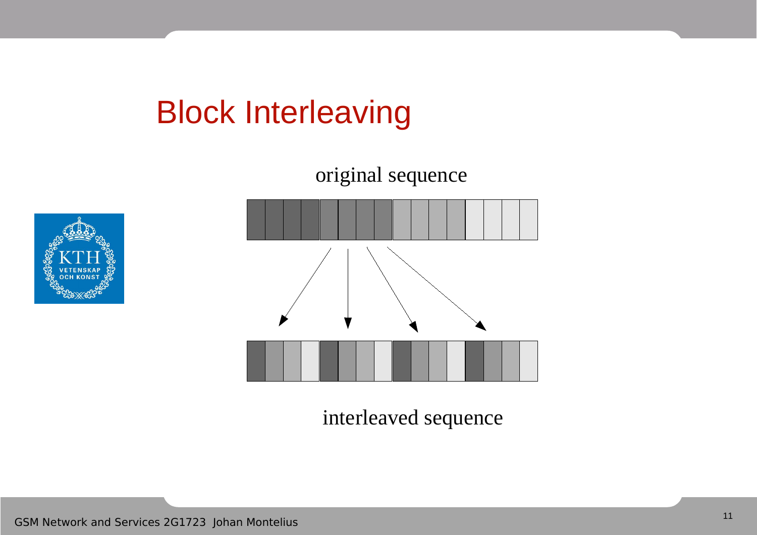# Block Interleaving

original sequence

interleaved sequence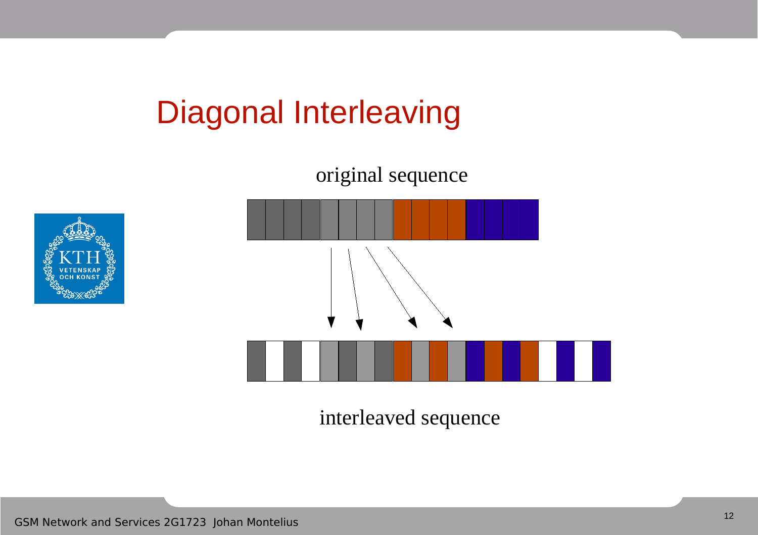# Diagonal Interleaving

original sequence

interleaved sequence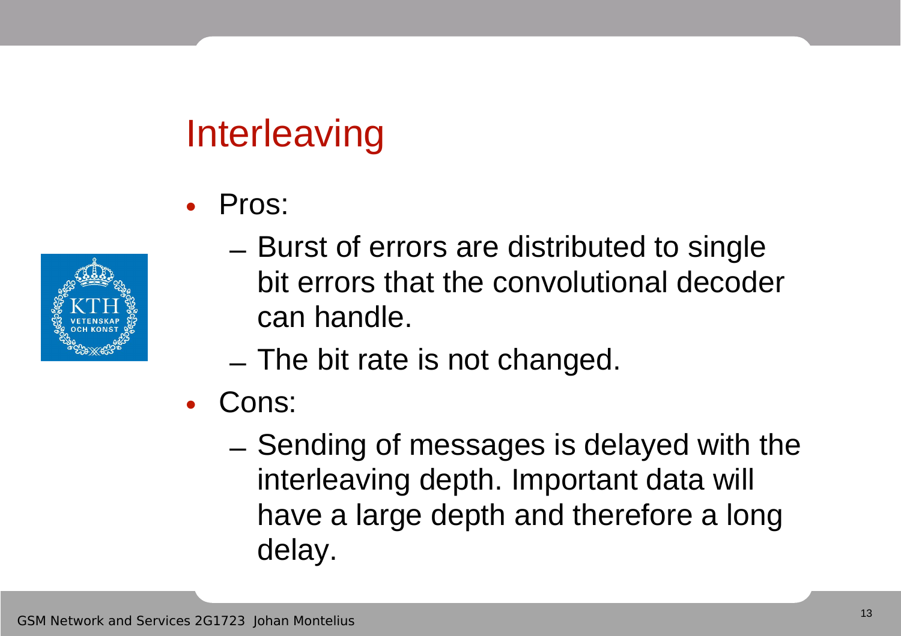# Interleaving

- Pros:
  - Burst of errors are distributed to single bit errors that the convolutional decoder can handle.
  - The bit rate is not changed.
- Cons:
  - Sending of messages is delayed with the interleaving depth. Important data will have a large depth and therefore a long delay.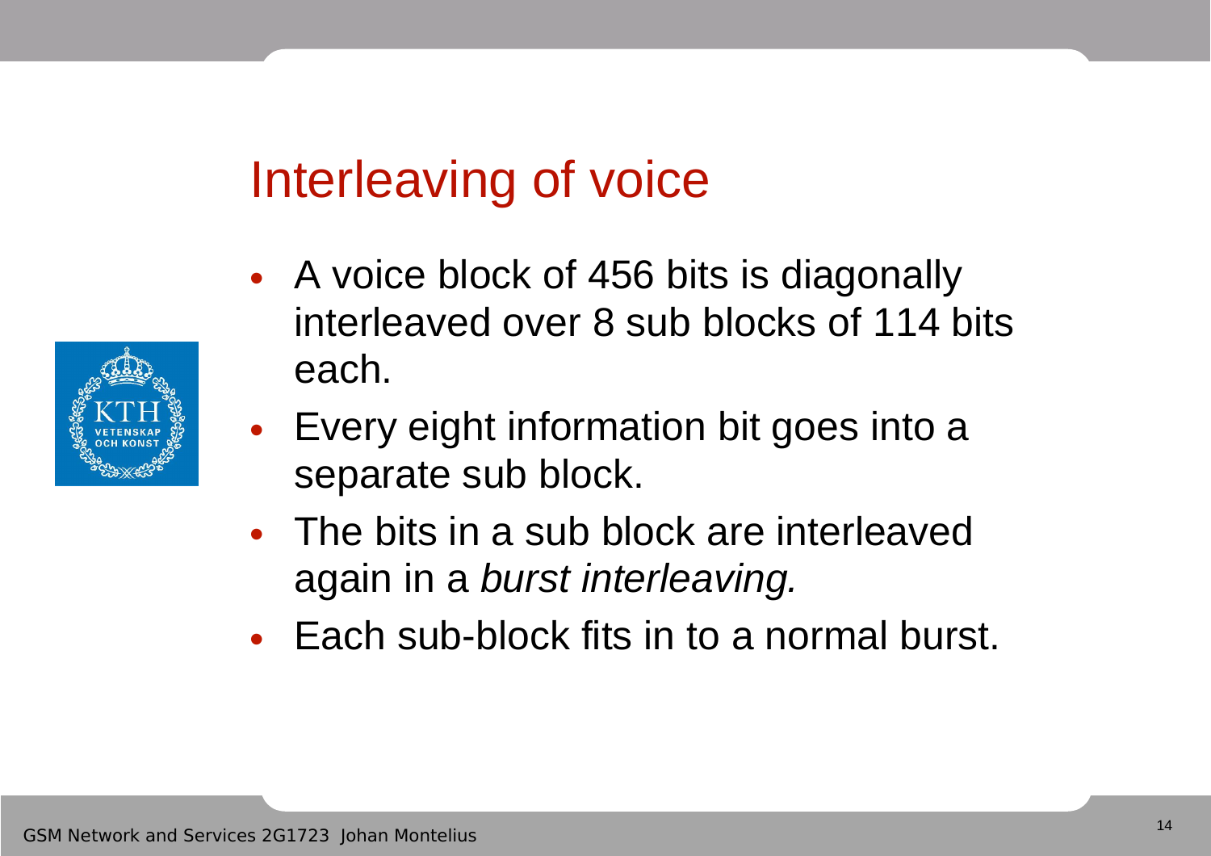# Interleaving of voice

- A voice block of 456 bits is diagonally interleaved over 8 sub blocks of 114 bits each.
- Every eight information bit goes into a separate sub block.
- The bits in a sub block are interleaved again in a *burst interleaving.*
- Each sub-block fits in to a normal burst.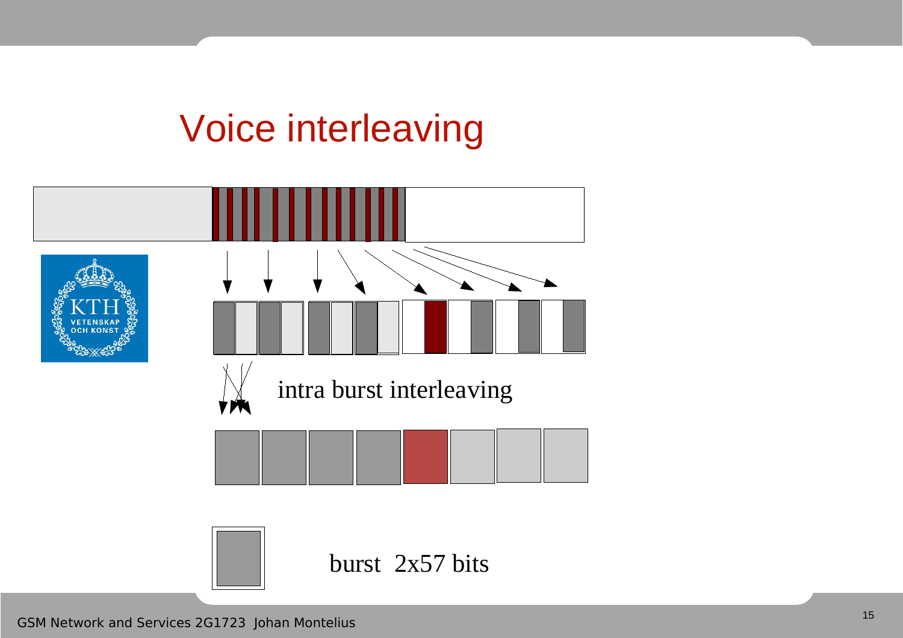# Voice interleaving

intra burst interleaving

burst 2x57 bits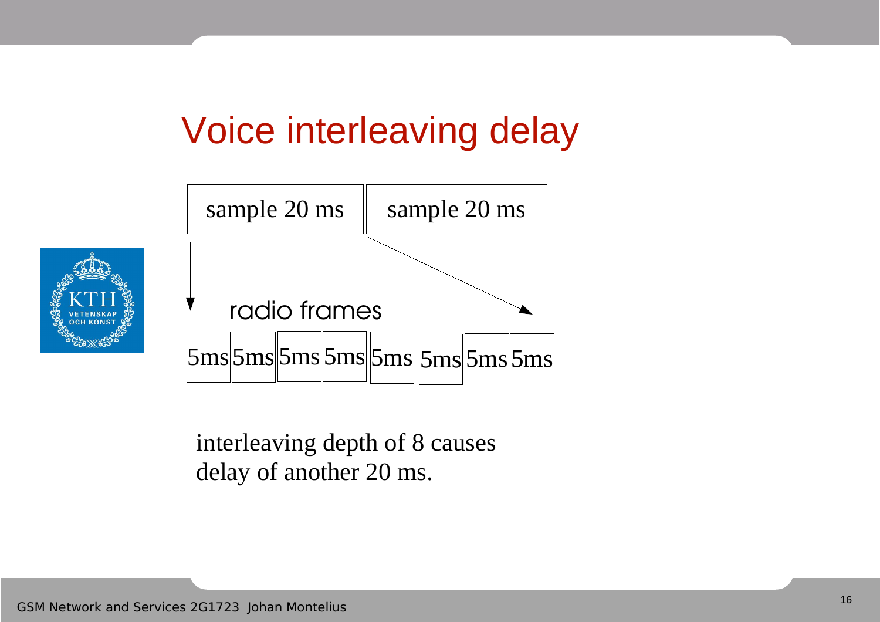# Voice interleaving delay

sample 20 ms | sample 20 ms

radio frames

5ms 5ms 5ms 5ms 5ms 5ms 5ms 5ms

interleaving depth of 8 causes delay of another 20 ms.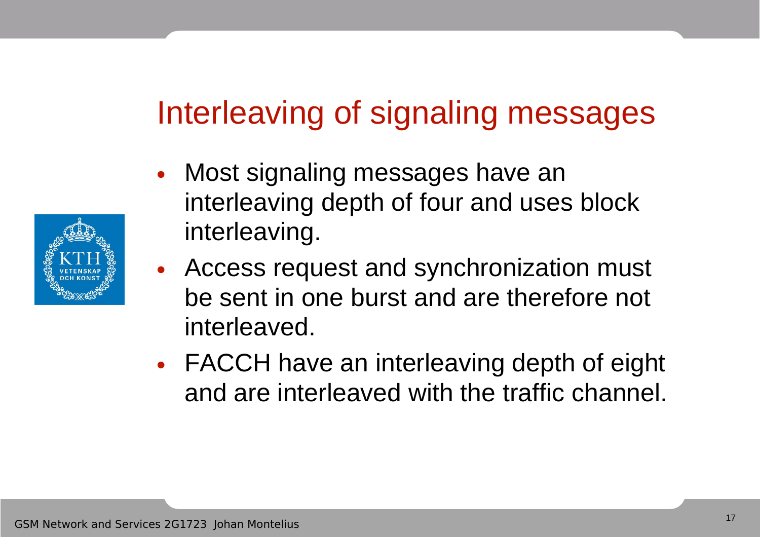# Interleaving of signaling messages

- Most signaling messages have an interleaving depth of four and uses block interleaving.
- Access request and synchronization must be sent in one burst and are therefore not interleaved.
- FACCH have an interleaving depth of eight and are interleaved with the traffic channel.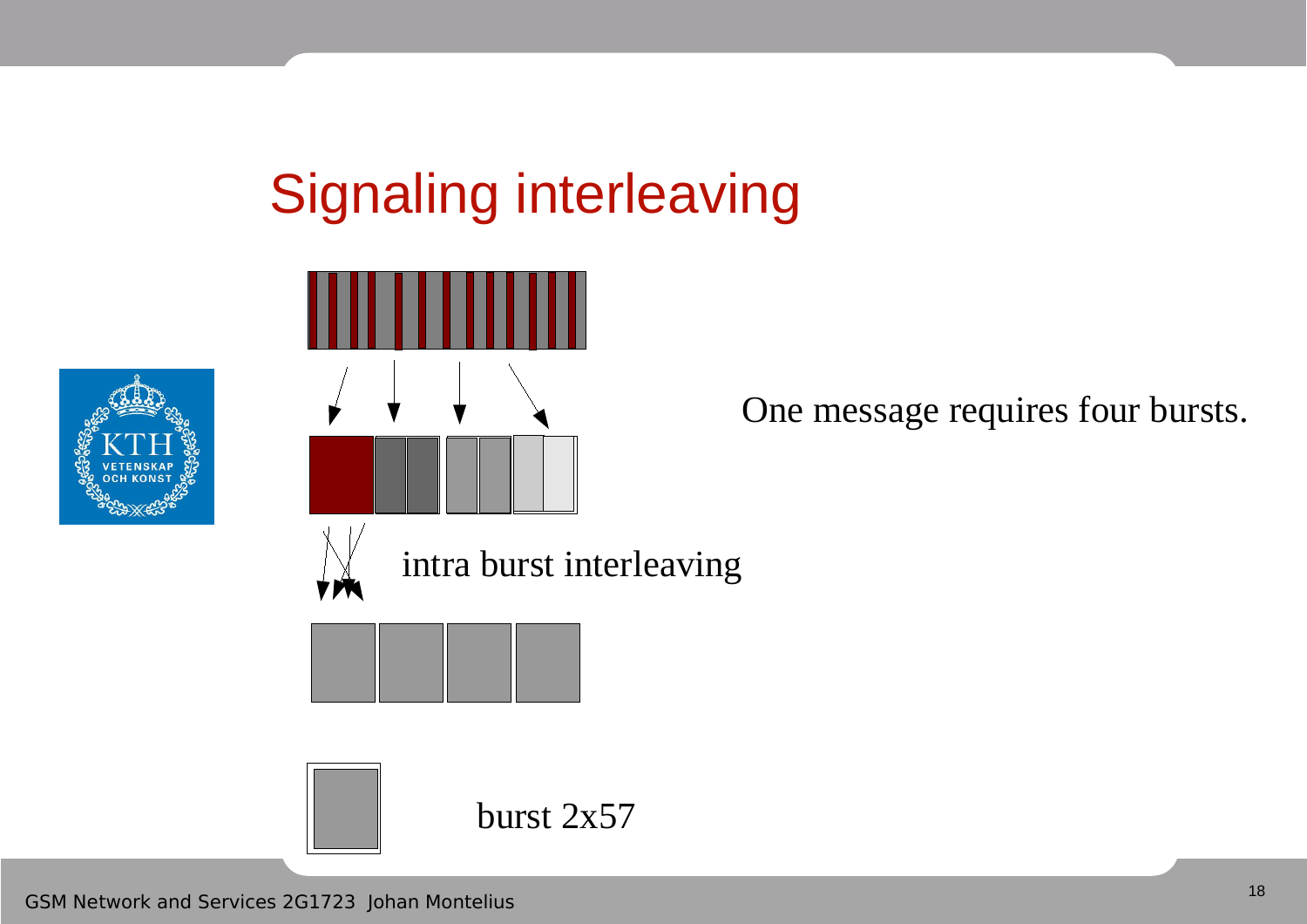# Signaling interleaving

One message requires four bursts.

intra burst interleaving

burst 2x57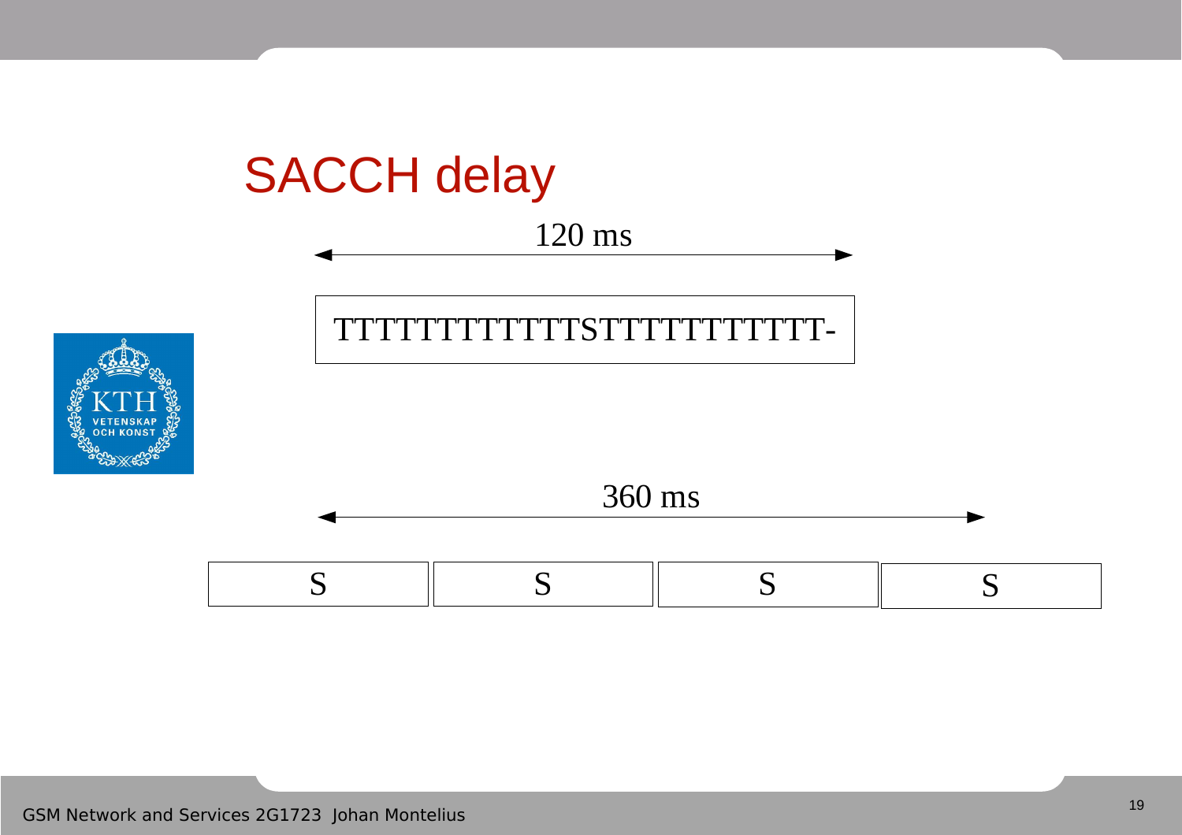# SACCH delay

120 ms

TTTTTTTTTTTTSTTTTTTTTTTT-

360 ms

| S | S | S | S |
|---|---|---|---|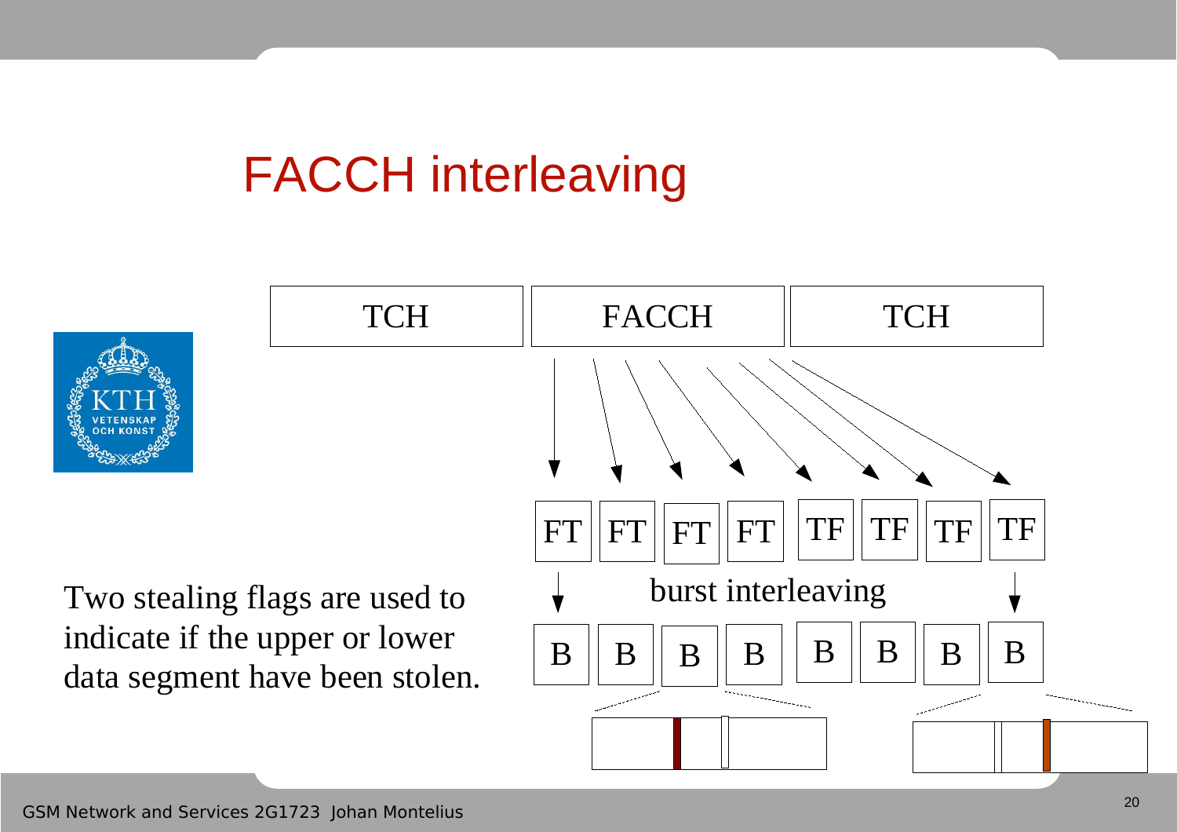# FACCH interleaving

TCH | FACCH | TCH

FT FT FT FT TF TF TF TF

burst interleaving

B B B B B B B B

Two stealing flags are used to indicate if the upper or lower data segment have been stolen.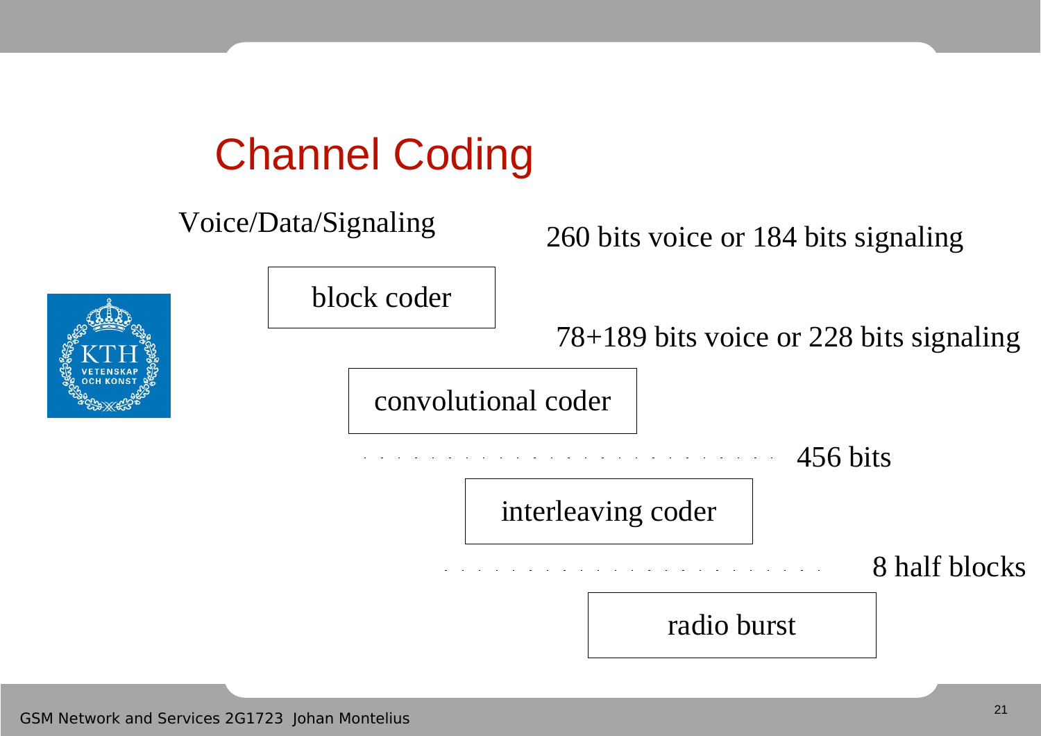# Channel Coding

Voice/Data/Signaling

260 bits voice or 184 bits signaling

block coder

78+189 bits voice or 228 bits signaling

convolutional coder

456 bits

interleaving coder

8 half blocks

radio burst